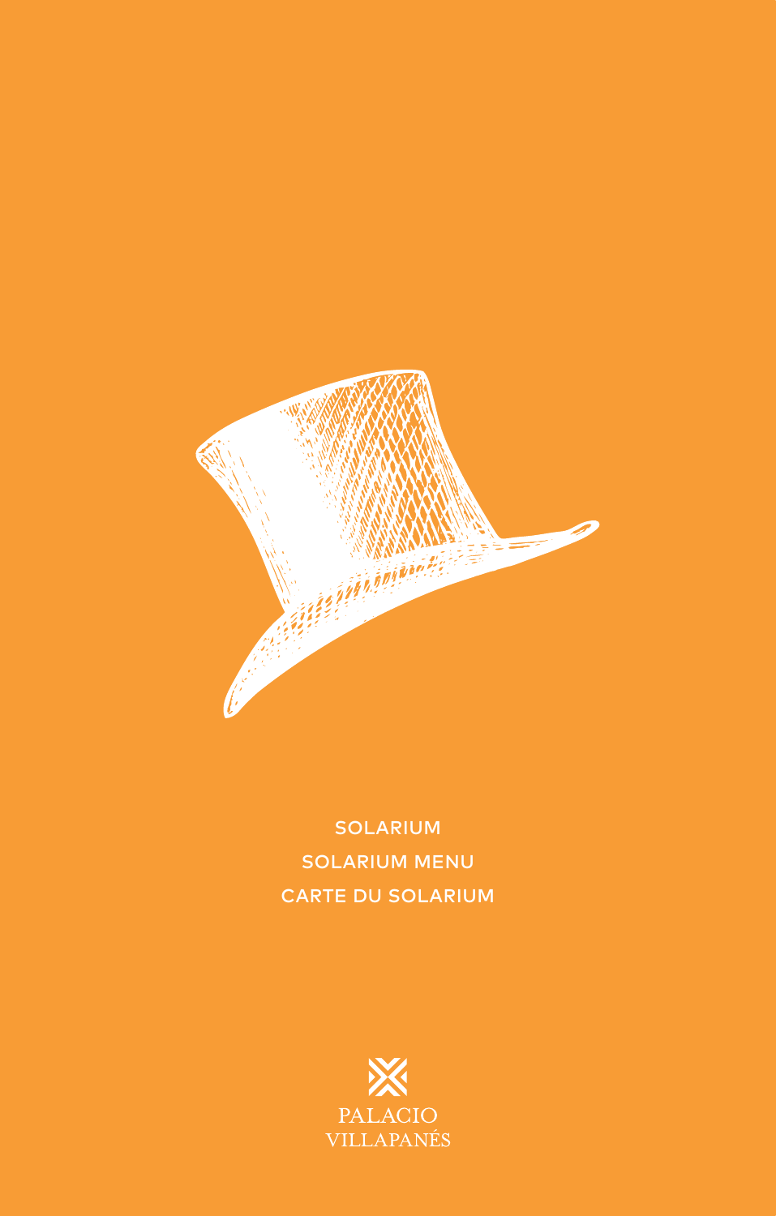# SOLARIUM

# SOLARIUM MENU

# CARTE DU SOLARIUM

PALACIO
VILLAPANÉS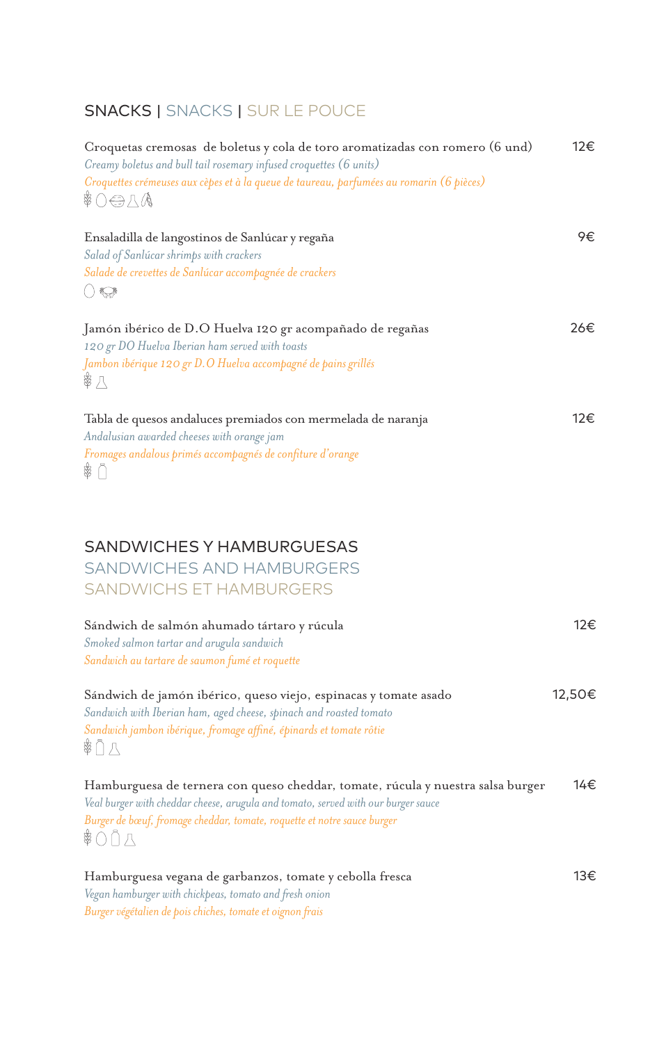## SNACKS | SNACKS | SUR LE POUCE

Croquetas cremosas de boletus y cola de toro aromatizadas con romero (6 und) — 12€
*Creamy boletus and bull tail rosemary infused croquettes (6 units)*
*Croquettes crémeuses aux cèpes et à la queue de taureau, parfumées au romarin (6 pièces)*

Ensaladilla de langostinos de Sanlúcar y regaña — 9€
*Salad of Sanlúcar shrimps with crackers*
*Salade de crevettes de Sanlúcar accompagnée de crackers*

Jamón ibérico de D.O Huelva 120 gr acompañado de regañas — 26€
*120 gr DO Huelva Iberian ham served with toasts*
*Jambon ibérique 120 gr D.O Huelva accompagné de pains grillés*

Tabla de quesos andaluces premiados con mermelada de naranja — 12€
*Andalusian awarded cheeses with orange jam*
*Fromages andalous primés accompagnés de confiture d'orange*

## SANDWICHES Y HAMBURGUESAS
## SANDWICHES AND HAMBURGERS
## SANDWICHS ET HAMBURGERS

Sándwich de salmón ahumado tártaro y rúcula — 12€
*Smoked salmon tartar and arugula sandwich*
*Sandwich au tartare de saumon fumé et roquette*

Sándwich de jamón ibérico, queso viejo, espinacas y tomate asado — 12,50€
*Sandwich with Iberian ham, aged cheese, spinach and roasted tomato*
*Sandwich jambon ibérique, fromage affiné, épinards et tomate rôtie*

Hamburguesa de ternera con queso cheddar, tomate, rúcula y nuestra salsa burger — 14€
*Veal burger with cheddar cheese, arugula and tomato, served with our burger sauce*
*Burger de bœuf, fromage cheddar, tomate, roquette et notre sauce burger*

Hamburguesa vegana de garbanzos, tomate y cebolla fresca — 13€
*Vegan hamburger with chickpeas, tomato and fresh onion*
*Burger végétalien de pois chiches, tomate et oignon frais*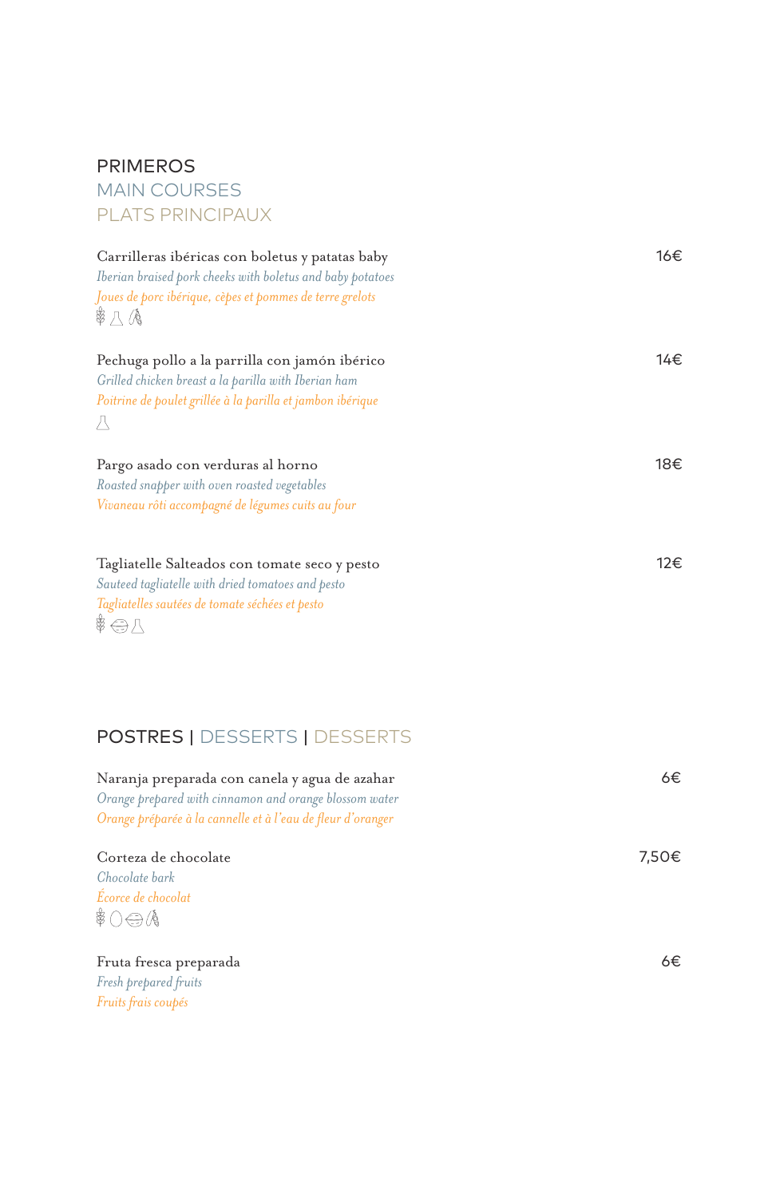## PRIMEROS
## MAIN COURSES
## PLATS PRINCIPAUX

Carrilleras ibéricas con boletus y patatas baby — 16€
*Iberian braised pork cheeks with boletus and baby potatoes*
*Joues de porc ibérique, cèpes et pommes de terre grelots*

Pechuga pollo a la parrilla con jamón ibérico — 14€
*Grilled chicken breast a la parilla with Iberian ham*
*Poitrine de poulet grillée à la parilla et jambon ibérique*

Pargo asado con verduras al horno — 18€
*Roasted snapper with oven roasted vegetables*
*Vivaneau rôti accompagné de légumes cuits au four*

Tagliatelle Salteados con tomate seco y pesto — 12€
*Sauteed tagliatelle with dried tomatoes and pesto*
*Tagliatelles sautées de tomate séchées et pesto*

## POSTRES | DESSERTS | DESSERTS

Naranja preparada con canela y agua de azahar — 6€
*Orange prepared with cinnamon and orange blossom water*
*Orange préparée à la cannelle et à l'eau de fleur d'oranger*

Corteza de chocolate — 7,50€
*Chocolate bark*
*Écorce de chocolat*

Fruta fresca preparada — 6€
*Fresh prepared fruits*
*Fruits frais coupés*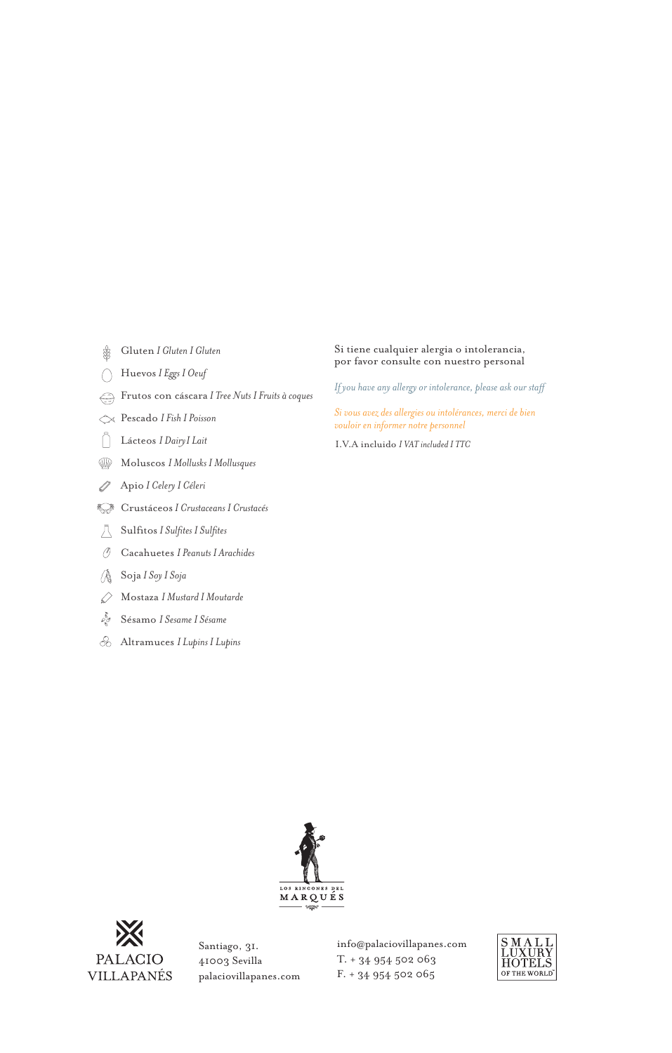- Gluten *I Gluten I Gluten*
- Huevos *I Eggs I Oeuf*
- Frutos con cáscara *I Tree Nuts I Fruits à coques*
- Pescado *I Fish I Poisson*
- Lácteos *I Dairy I Lait*
- Moluscos *I Mollusks I Mollusques*
- Apio *I Celery I Céleri*
- Crustáceos *I Crustaceans I Crustacés*
- Sulfitos *I Sulfites I Sulfites*
- Cacahuetes *I Peanuts I Arachides*
- Soja *I Soy I Soja*
- Mostaza *I Mustard I Moutarde*
- Sésamo *I Sesame I Sésame*
- Altramuces *I Lupins I Lupins*

Si tiene cualquier alergia o intolerancia, por favor consulte con nuestro personal

*If you have any allergy or intolerance, please ask our staff*

*Si vous avez des allergies ou intolérances, merci de bien vouloir en informer notre personnel*

I.V.A incluido *I VAT included I TTC*

LOS RINCONES DEL MARQUÉS

PALACIO VILLAPANÉS

Santiago, 31.
41003 Sevilla
palaciovillapanes.com

info@palaciovillapanes.com
T. + 34 954 502 063
F. + 34 954 502 065

SMALL LUXURY HOTELS OF THE WORLD